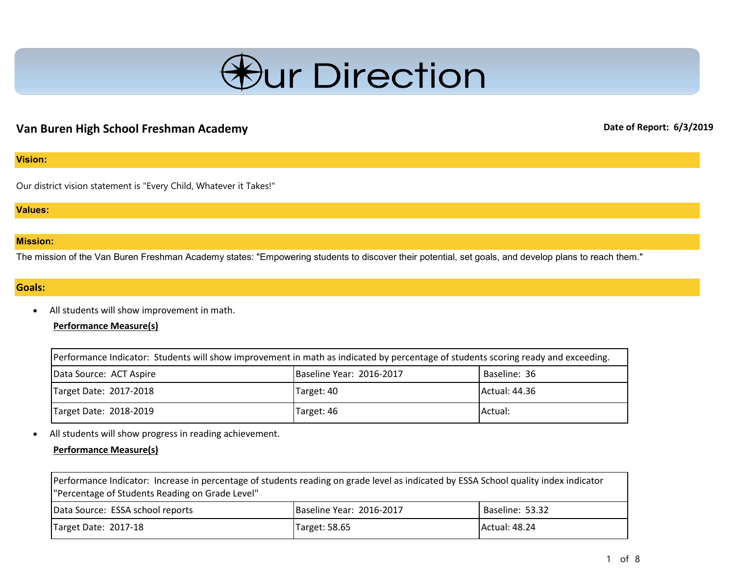# Our Direction

## Van Buren High School Freshman Academy

**Date of Report: 6/3/2019**

### Vision:

Our district vision statement is "Every Child, Whatever it Takes!"

### Values:

### Mission:

The mission of the Van Buren Freshman Academy states: "Empowering students to discover their potential, set goals, and develop plans to reach them."

### Goals:

- All students will show improvement in math.

  **Performance Measure(s)**

| Performance Indicator: Students will show improvement in math as indicated by percentage of students scoring ready and exceeding. | | |
|---|---|---|
| Data Source: ACT Aspire | Baseline Year: 2016-2017 | Baseline: 36 |
| Target Date: 2017-2018 | Target: 40 | Actual: 44.36 |
| Target Date: 2018-2019 | Target: 46 | Actual: |

- All students will show progress in reading achievement.

  **Performance Measure(s)**

| Performance Indicator: Increase in percentage of students reading on grade level as indicated by ESSA School quality index indicator "Percentage of Students Reading on Grade Level" | | |
|---|---|---|
| Data Source: ESSA school reports | Baseline Year: 2016-2017 | Baseline: 53.32 |
| Target Date: 2017-18 | Target: 58.65 | Actual: 48.24 |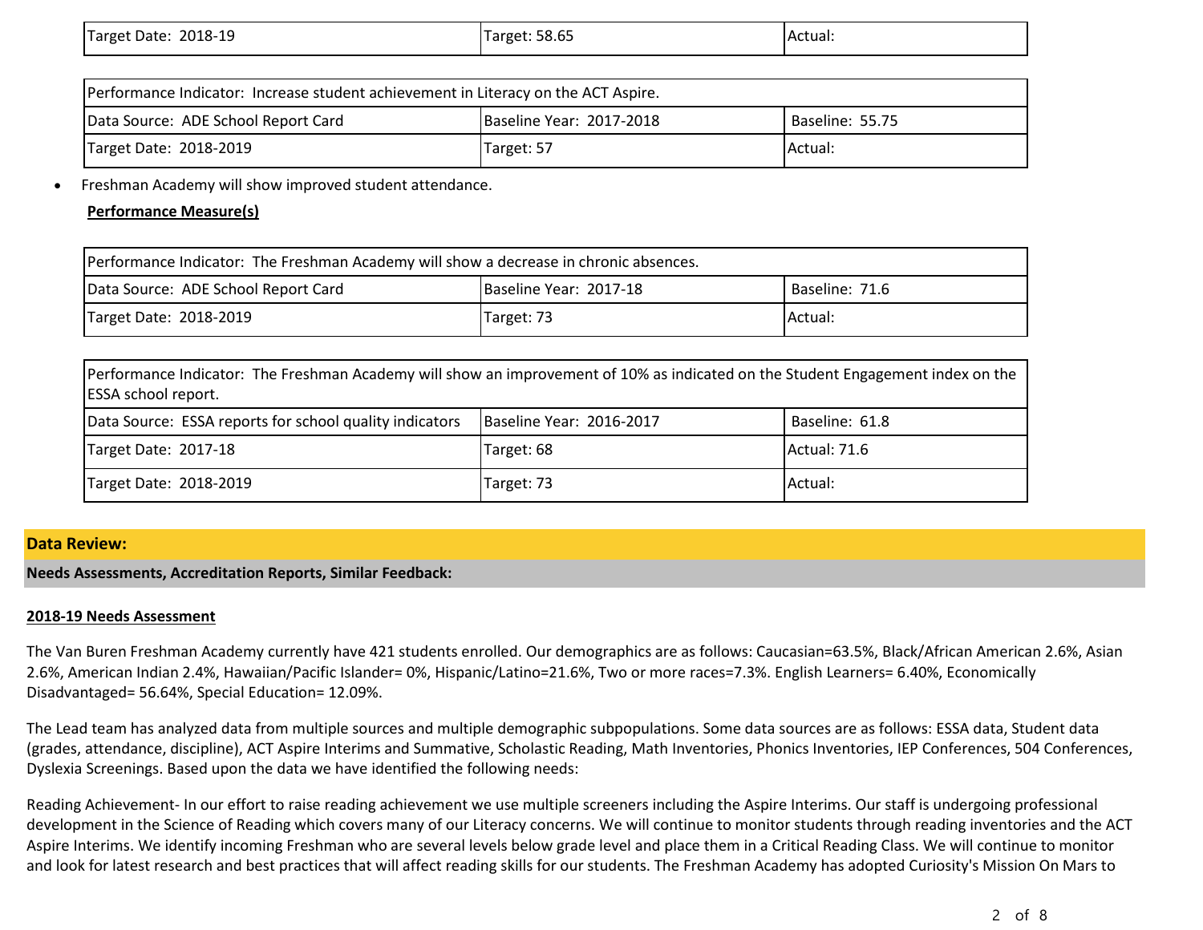| Target Date: 2018-19 | Target: 58.65 | Actual: |
| --- | --- | --- |

| Performance Indicator: Increase student achievement in Literacy on the ACT Aspire. | | |
| --- | --- | --- |
| Data Source: ADE School Report Card | Baseline Year: 2017-2018 | Baseline: 55.75 |
| Target Date: 2018-2019 | Target: 57 | Actual: |

- Freshman Academy will show improved student attendance.

**Performance Measure(s)**

| Performance Indicator: The Freshman Academy will show a decrease in chronic absences. | | |
| --- | --- | --- |
| Data Source: ADE School Report Card | Baseline Year: 2017-18 | Baseline: 71.6 |
| Target Date: 2018-2019 | Target: 73 | Actual: |

| Performance Indicator: The Freshman Academy will show an improvement of 10% as indicated on the Student Engagement index on the ESSA school report. | | |
| --- | --- | --- |
| Data Source: ESSA reports for school quality indicators | Baseline Year: 2016-2017 | Baseline: 61.8 |
| Target Date: 2017-18 | Target: 68 | Actual: 71.6 |
| Target Date: 2018-2019 | Target: 73 | Actual: |

## Data Review:

### Needs Assessments, Accreditation Reports, Similar Feedback:

**2018-19 Needs Assessment**

The Van Buren Freshman Academy currently have 421 students enrolled. Our demographics are as follows: Caucasian=63.5%, Black/African American 2.6%, Asian 2.6%, American Indian 2.4%, Hawaiian/Pacific Islander= 0%, Hispanic/Latino=21.6%, Two or more races=7.3%. English Learners= 6.40%, Economically Disadvantaged= 56.64%, Special Education= 12.09%.

The Lead team has analyzed data from multiple sources and multiple demographic subpopulations. Some data sources are as follows: ESSA data, Student data (grades, attendance, discipline), ACT Aspire Interims and Summative, Scholastic Reading, Math Inventories, Phonics Inventories, IEP Conferences, 504 Conferences, Dyslexia Screenings. Based upon the data we have identified the following needs:

Reading Achievement- In our effort to raise reading achievement we use multiple screeners including the Aspire Interims. Our staff is undergoing professional development in the Science of Reading which covers many of our Literacy concerns. We will continue to monitor students through reading inventories and the ACT Aspire Interims. We identify incoming Freshman who are several levels below grade level and place them in a Critical Reading Class. We will continue to monitor and look for latest research and best practices that will affect reading skills for our students. The Freshman Academy has adopted Curiosity's Mission On Mars to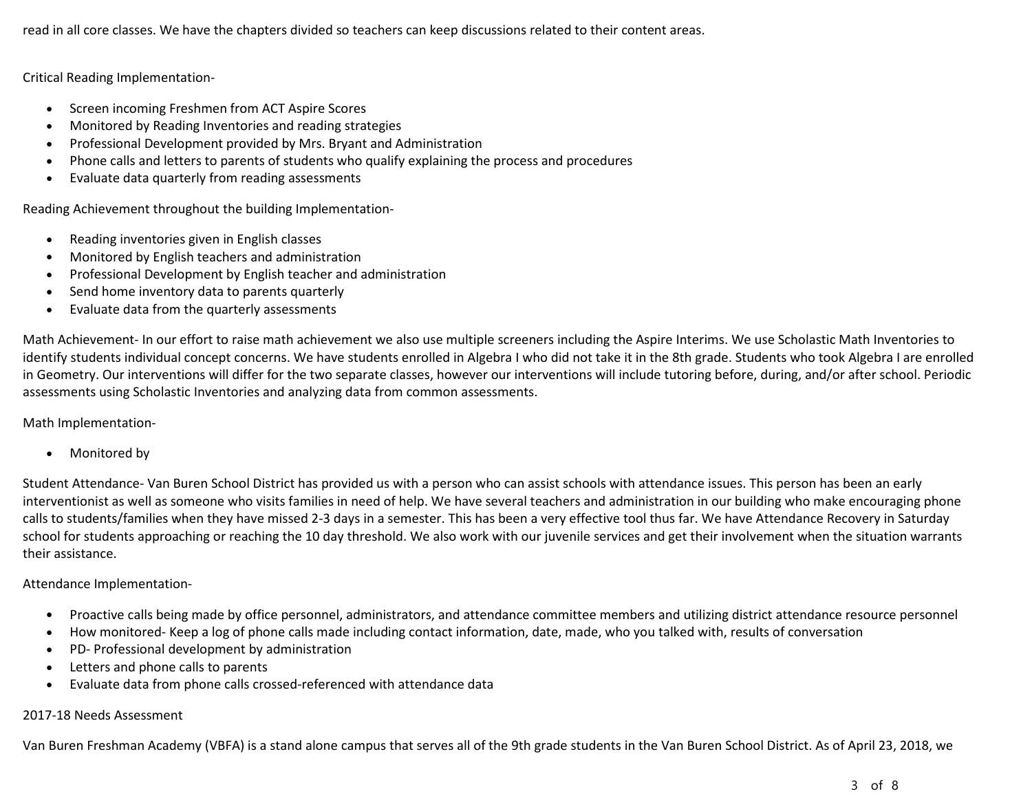read in all core classes. We have the chapters divided so teachers can keep discussions related to their content areas.

Critical Reading Implementation-

- Screen incoming Freshmen from ACT Aspire Scores
- Monitored by Reading Inventories and reading strategies
- Professional Development provided by Mrs. Bryant and Administration
- Phone calls and letters to parents of students who qualify explaining the process and procedures
- Evaluate data quarterly from reading assessments

Reading Achievement throughout the building Implementation-

- Reading inventories given in English classes
- Monitored by English teachers and administration
- Professional Development by English teacher and administration
- Send home inventory data to parents quarterly
- Evaluate data from the quarterly assessments

Math Achievement- In our effort to raise math achievement we also use multiple screeners including the Aspire Interims. We use Scholastic Math Inventories to identify students individual concept concerns. We have students enrolled in Algebra I who did not take it in the 8th grade. Students who took Algebra I are enrolled in Geometry. Our interventions will differ for the two separate classes, however our interventions will include tutoring before, during, and/or after school. Periodic assessments using Scholastic Inventories and analyzing data from common assessments.

Math Implementation-

- Monitored by

Student Attendance- Van Buren School District has provided us with a person who can assist schools with attendance issues. This person has been an early interventionist as well as someone who visits families in need of help. We have several teachers and administration in our building who make encouraging phone calls to students/families when they have missed 2-3 days in a semester. This has been a very effective tool thus far. We have Attendance Recovery in Saturday school for students approaching or reaching the 10 day threshold. We also work with our juvenile services and get their involvement when the situation warrants their assistance.

Attendance Implementation-

- Proactive calls being made by office personnel, administrators, and attendance committee members and utilizing district attendance resource personnel
- How monitored- Keep a log of phone calls made including contact information, date, made, who you talked with, results of conversation
- PD- Professional development by administration
- Letters and phone calls to parents
- Evaluate data from phone calls crossed-referenced with attendance data

2017-18 Needs Assessment

Van Buren Freshman Academy (VBFA) is a stand alone campus that serves all of the 9th grade students in the Van Buren School District. As of April 23, 2018, we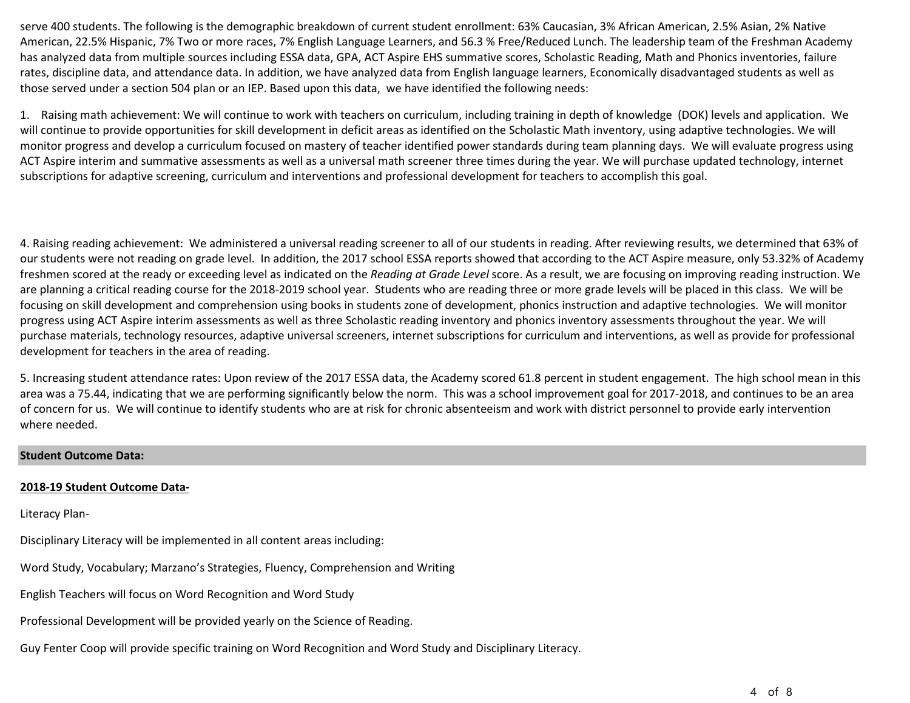serve 400 students. The following is the demographic breakdown of current student enrollment: 63% Caucasian, 3% African American, 2.5% Asian, 2% Native American, 22.5% Hispanic, 7% Two or more races, 7% English Language Learners, and 56.3 % Free/Reduced Lunch. The leadership team of the Freshman Academy has analyzed data from multiple sources including ESSA data, GPA, ACT Aspire EHS summative scores, Scholastic Reading, Math and Phonics inventories, failure rates, discipline data, and attendance data. In addition, we have analyzed data from English language learners, Economically disadvantaged students as well as those served under a section 504 plan or an IEP. Based upon this data, we have identified the following needs:

1. Raising math achievement: We will continue to work with teachers on curriculum, including training in depth of knowledge (DOK) levels and application. We will continue to provide opportunities for skill development in deficit areas as identified on the Scholastic Math inventory, using adaptive technologies. We will monitor progress and develop a curriculum focused on mastery of teacher identified power standards during team planning days. We will evaluate progress using ACT Aspire interim and summative assessments as well as a universal math screener three times during the year. We will purchase updated technology, internet subscriptions for adaptive screening, curriculum and interventions and professional development for teachers to accomplish this goal.

4. Raising reading achievement: We administered a universal reading screener to all of our students in reading. After reviewing results, we determined that 63% of our students were not reading on grade level. In addition, the 2017 school ESSA reports showed that according to the ACT Aspire measure, only 53.32% of Academy freshmen scored at the ready or exceeding level as indicated on the *Reading at Grade Level* score. As a result, we are focusing on improving reading instruction. We are planning a critical reading course for the 2018-2019 school year. Students who are reading three or more grade levels will be placed in this class. We will be focusing on skill development and comprehension using books in students zone of development, phonics instruction and adaptive technologies. We will monitor progress using ACT Aspire interim assessments as well as three Scholastic reading inventory and phonics inventory assessments throughout the year. We will purchase materials, technology resources, adaptive universal screeners, internet subscriptions for curriculum and interventions, as well as provide for professional development for teachers in the area of reading.

5. Increasing student attendance rates: Upon review of the 2017 ESSA data, the Academy scored 61.8 percent in student engagement. The high school mean in this area was a 75.44, indicating that we are performing significantly below the norm. This was a school improvement goal for 2017-2018, and continues to be an area of concern for us. We will continue to identify students who are at risk for chronic absenteeism and work with district personnel to provide early intervention where needed.

**Student Outcome Data:**

**2018-19 Student Outcome Data-**

Literacy Plan-

Disciplinary Literacy will be implemented in all content areas including:

Word Study, Vocabulary; Marzano's Strategies, Fluency, Comprehension and Writing

English Teachers will focus on Word Recognition and Word Study

Professional Development will be provided yearly on the Science of Reading.

Guy Fenter Coop will provide specific training on Word Recognition and Word Study and Disciplinary Literacy.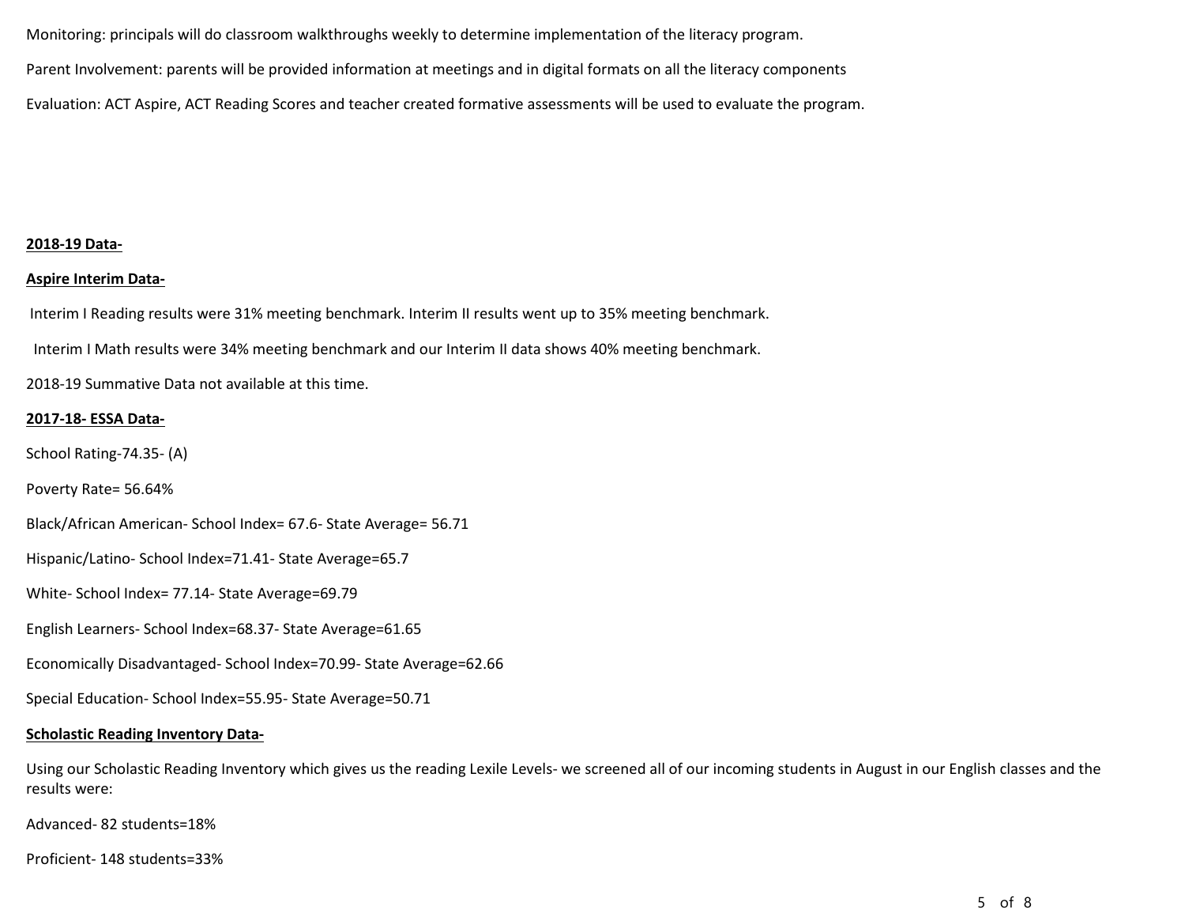Monitoring: principals will do classroom walkthroughs weekly to determine implementation of the literacy program.

Parent Involvement: parents will be provided information at meetings and in digital formats on all the literacy components

Evaluation: ACT Aspire, ACT Reading Scores and teacher created formative assessments will be used to evaluate the program.

**2018-19 Data-**

**Aspire Interim Data-**

Interim I Reading results were 31% meeting benchmark. Interim II results went up to 35% meeting benchmark.

Interim I Math results were 34% meeting benchmark and our Interim II data shows 40% meeting benchmark.

2018-19 Summative Data not available at this time.

**2017-18- ESSA Data-**

School Rating-74.35- (A)

Poverty Rate= 56.64%

Black/African American- School Index= 67.6- State Average= 56.71

Hispanic/Latino- School Index=71.41- State Average=65.7

White- School Index= 77.14- State Average=69.79

English Learners- School Index=68.37- State Average=61.65

Economically Disadvantaged- School Index=70.99- State Average=62.66

Special Education- School Index=55.95- State Average=50.71

**Scholastic Reading Inventory Data-**

Using our Scholastic Reading Inventory which gives us the reading Lexile Levels- we screened all of our incoming students in August in our English classes and the results were:

Advanced- 82 students=18%

Proficient- 148 students=33%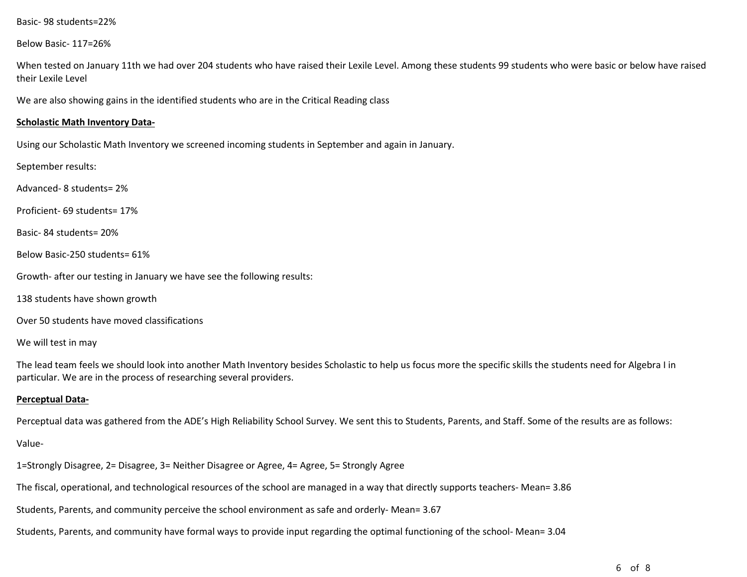Basic- 98 students=22%

Below Basic- 117=26%

When tested on January 11th we had over 204 students who have raised their Lexile Level. Among these students 99 students who were basic or below have raised their Lexile Level

We are also showing gains in the identified students who are in the Critical Reading class

**Scholastic Math Inventory Data-**

Using our Scholastic Math Inventory we screened incoming students in September and again in January.

September results:

Advanced- 8 students= 2%

Proficient- 69 students= 17%

Basic- 84 students= 20%

Below Basic-250 students= 61%

Growth- after our testing in January we have see the following results:

138 students have shown growth

Over 50 students have moved classifications

We will test in may

The lead team feels we should look into another Math Inventory besides Scholastic to help us focus more the specific skills the students need for Algebra I in particular. We are in the process of researching several providers.

**Perceptual Data-**

Perceptual data was gathered from the ADE's High Reliability School Survey. We sent this to Students, Parents, and Staff. Some of the results are as follows:

Value-

1=Strongly Disagree, 2= Disagree, 3= Neither Disagree or Agree, 4= Agree, 5= Strongly Agree

The fiscal, operational, and technological resources of the school are managed in a way that directly supports teachers- Mean= 3.86

Students, Parents, and community perceive the school environment as safe and orderly- Mean= 3.67

Students, Parents, and community have formal ways to provide input regarding the optimal functioning of the school- Mean= 3.04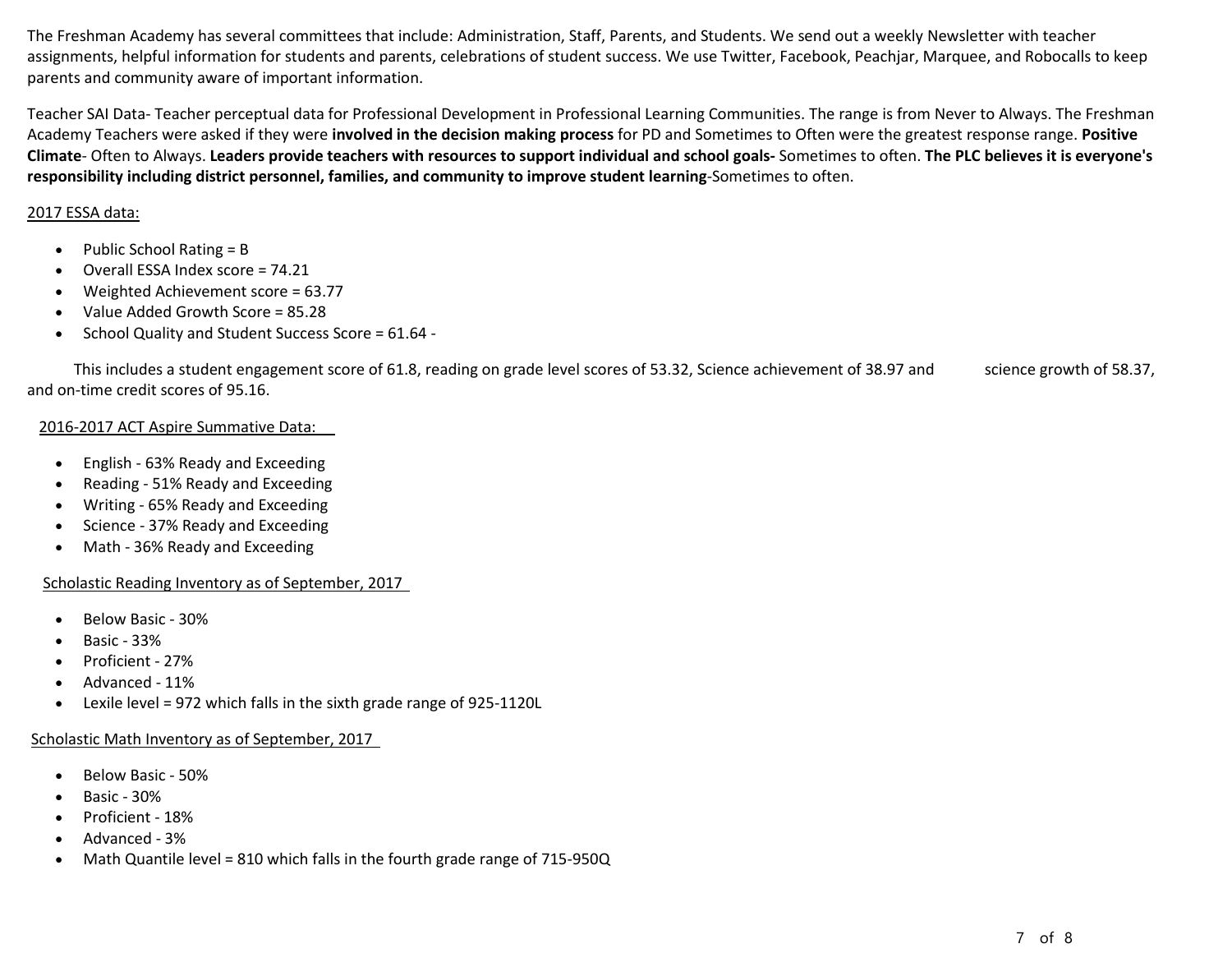The Freshman Academy has several committees that include: Administration, Staff, Parents, and Students. We send out a weekly Newsletter with teacher assignments, helpful information for students and parents, celebrations of student success. We use Twitter, Facebook, Peachjar, Marquee, and Robocalls to keep parents and community aware of important information.

Teacher SAI Data- Teacher perceptual data for Professional Development in Professional Learning Communities. The range is from Never to Always. The Freshman Academy Teachers were asked if they were **involved in the decision making process** for PD and Sometimes to Often were the greatest response range. **Positive Climate**- Often to Always. **Leaders provide teachers with resources to support individual and school goals-** Sometimes to often. **The PLC believes it is everyone's responsibility including district personnel, families, and community to improve student learning**-Sometimes to often.

<u>2017 ESSA data:</u>

- Public School Rating = B
- Overall ESSA Index score = 74.21
- Weighted Achievement score = 63.77
- Value Added Growth Score = 85.28
- School Quality and Student Success Score = 61.64 -

This includes a student engagement score of 61.8, reading on grade level scores of 53.32, Science achievement of 38.97 and science growth of 58.37, and on-time credit scores of 95.16.

<u>2016-2017 ACT Aspire Summative Data:</u>

- English - 63% Ready and Exceeding
- Reading - 51% Ready and Exceeding
- Writing - 65% Ready and Exceeding
- Science - 37% Ready and Exceeding
- Math - 36% Ready and Exceeding

<u>Scholastic Reading Inventory as of September, 2017</u>

- Below Basic - 30%
- Basic - 33%
- Proficient - 27%
- Advanced - 11%
- Lexile level = 972 which falls in the sixth grade range of 925-1120L

<u>Scholastic Math Inventory as of September, 2017</u>

- Below Basic - 50%
- Basic - 30%
- Proficient - 18%
- Advanced - 3%
- Math Quantile level = 810 which falls in the fourth grade range of 715-950Q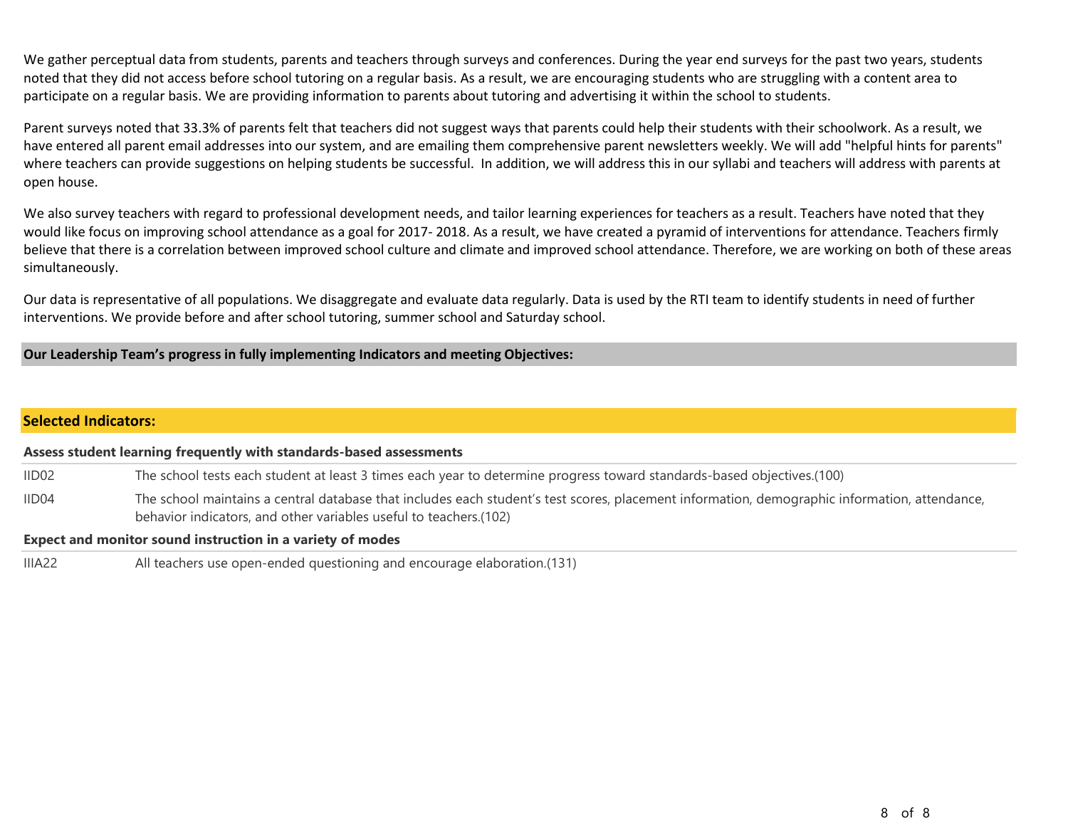We gather perceptual data from students, parents and teachers through surveys and conferences. During the year end surveys for the past two years, students noted that they did not access before school tutoring on a regular basis. As a result, we are encouraging students who are struggling with a content area to participate on a regular basis. We are providing information to parents about tutoring and advertising it within the school to students.

Parent surveys noted that 33.3% of parents felt that teachers did not suggest ways that parents could help their students with their schoolwork. As a result, we have entered all parent email addresses into our system, and are emailing them comprehensive parent newsletters weekly. We will add "helpful hints for parents" where teachers can provide suggestions on helping students be successful. In addition, we will address this in our syllabi and teachers will address with parents at open house.

We also survey teachers with regard to professional development needs, and tailor learning experiences for teachers as a result. Teachers have noted that they would like focus on improving school attendance as a goal for 2017- 2018. As a result, we have created a pyramid of interventions for attendance. Teachers firmly believe that there is a correlation between improved school culture and climate and improved school attendance. Therefore, we are working on both of these areas simultaneously.

Our data is representative of all populations. We disaggregate and evaluate data regularly. Data is used by the RTI team to identify students in need of further interventions. We provide before and after school tutoring, summer school and Saturday school.

**Our Leadership Team's progress in fully implementing Indicators and meeting Objectives:**

## Selected Indicators:

**Assess student learning frequently with standards-based assessments**

| | |
|---|---|
| IID02 | The school tests each student at least 3 times each year to determine progress toward standards-based objectives.(100) |
| IID04 | The school maintains a central database that includes each student's test scores, placement information, demographic information, attendance, behavior indicators, and other variables useful to teachers.(102) |

**Expect and monitor sound instruction in a variety of modes**

| | |
|---|---|
| IIIA22 | All teachers use open-ended questioning and encourage elaboration.(131) |